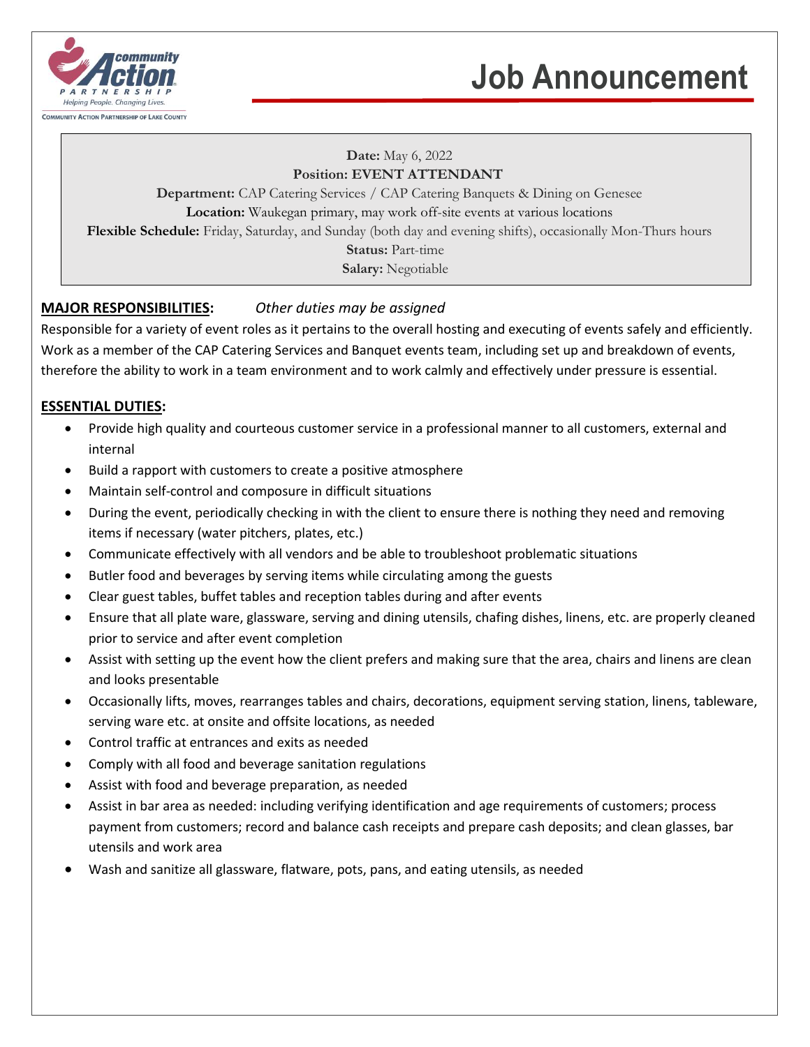community Action PARTNERSHIP
Helping People. Changing Lives.
COMMUNITY ACTION PARTNERSHIP OF LAKE COUNTY

# Job Announcement

**Date:** May 6, 2022
**Position: EVENT ATTENDANT**
**Department:** CAP Catering Services / CAP Catering Banquets & Dining on Genesee
**Location:** Waukegan primary, may work off-site events at various locations
**Flexible Schedule:** Friday, Saturday, and Sunday (both day and evening shifts), occasionally Mon-Thurs hours
**Status:** Part-time
**Salary:** Negotiable

**MAJOR RESPONSIBILITIES:** *Other duties may be assigned*

Responsible for a variety of event roles as it pertains to the overall hosting and executing of events safely and efficiently. Work as a member of the CAP Catering Services and Banquet events team, including set up and breakdown of events, therefore the ability to work in a team environment and to work calmly and effectively under pressure is essential.

**ESSENTIAL DUTIES:**

- Provide high quality and courteous customer service in a professional manner to all customers, external and internal
- Build a rapport with customers to create a positive atmosphere
- Maintain self-control and composure in difficult situations
- During the event, periodically checking in with the client to ensure there is nothing they need and removing items if necessary (water pitchers, plates, etc.)
- Communicate effectively with all vendors and be able to troubleshoot problematic situations
- Butler food and beverages by serving items while circulating among the guests
- Clear guest tables, buffet tables and reception tables during and after events
- Ensure that all plate ware, glassware, serving and dining utensils, chafing dishes, linens, etc. are properly cleaned prior to service and after event completion
- Assist with setting up the event how the client prefers and making sure that the area, chairs and linens are clean and looks presentable
- Occasionally lifts, moves, rearranges tables and chairs, decorations, equipment serving station, linens, tableware, serving ware etc. at onsite and offsite locations, as needed
- Control traffic at entrances and exits as needed
- Comply with all food and beverage sanitation regulations
- Assist with food and beverage preparation, as needed
- Assist in bar area as needed: including verifying identification and age requirements of customers; process payment from customers; record and balance cash receipts and prepare cash deposits; and clean glasses, bar utensils and work area
- Wash and sanitize all glassware, flatware, pots, pans, and eating utensils, as needed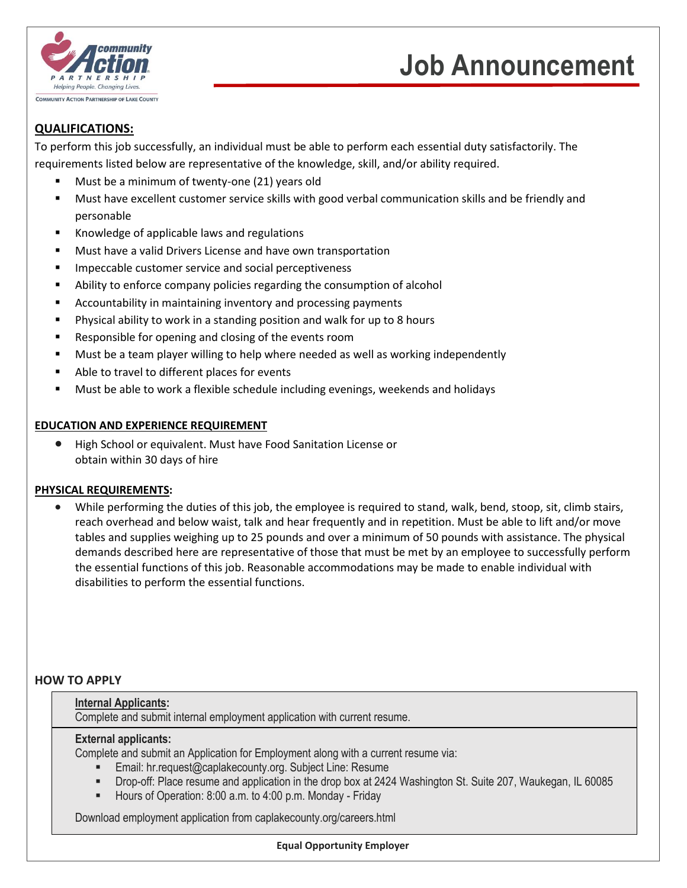# Job Announcement

## QUALIFICATIONS:

To perform this job successfully, an individual must be able to perform each essential duty satisfactorily. The requirements listed below are representative of the knowledge, skill, and/or ability required.

- Must be a minimum of twenty-one (21) years old
- Must have excellent customer service skills with good verbal communication skills and be friendly and personable
- Knowledge of applicable laws and regulations
- Must have a valid Drivers License and have own transportation
- Impeccable customer service and social perceptiveness
- Ability to enforce company policies regarding the consumption of alcohol
- Accountability in maintaining inventory and processing payments
- Physical ability to work in a standing position and walk for up to 8 hours
- Responsible for opening and closing of the events room
- Must be a team player willing to help where needed as well as working independently
- Able to travel to different places for events
- Must be able to work a flexible schedule including evenings, weekends and holidays

### EDUCATION AND EXPERIENCE REQUIREMENT

- High School or equivalent. Must have Food Sanitation License or obtain within 30 days of hire

### PHYSICAL REQUIREMENTS:

- While performing the duties of this job, the employee is required to stand, walk, bend, stoop, sit, climb stairs, reach overhead and below waist, talk and hear frequently and in repetition. Must be able to lift and/or move tables and supplies weighing up to 25 pounds and over a minimum of 50 pounds with assistance. The physical demands described here are representative of those that must be met by an employee to successfully perform the essential functions of this job. Reasonable accommodations may be made to enable individual with disabilities to perform the essential functions.

## HOW TO APPLY

**Internal Applicants:**
Complete and submit internal employment application with current resume.

**External applicants:**
Complete and submit an Application for Employment along with a current resume via:

- Email: hr.request@caplakecounty.org. Subject Line: Resume
- Drop-off: Place resume and application in the drop box at 2424 Washington St. Suite 207, Waukegan, IL 60085
- Hours of Operation: 8:00 a.m. to 4:00 p.m. Monday - Friday

Download employment application from caplakecounty.org/careers.html

**Equal Opportunity Employer**